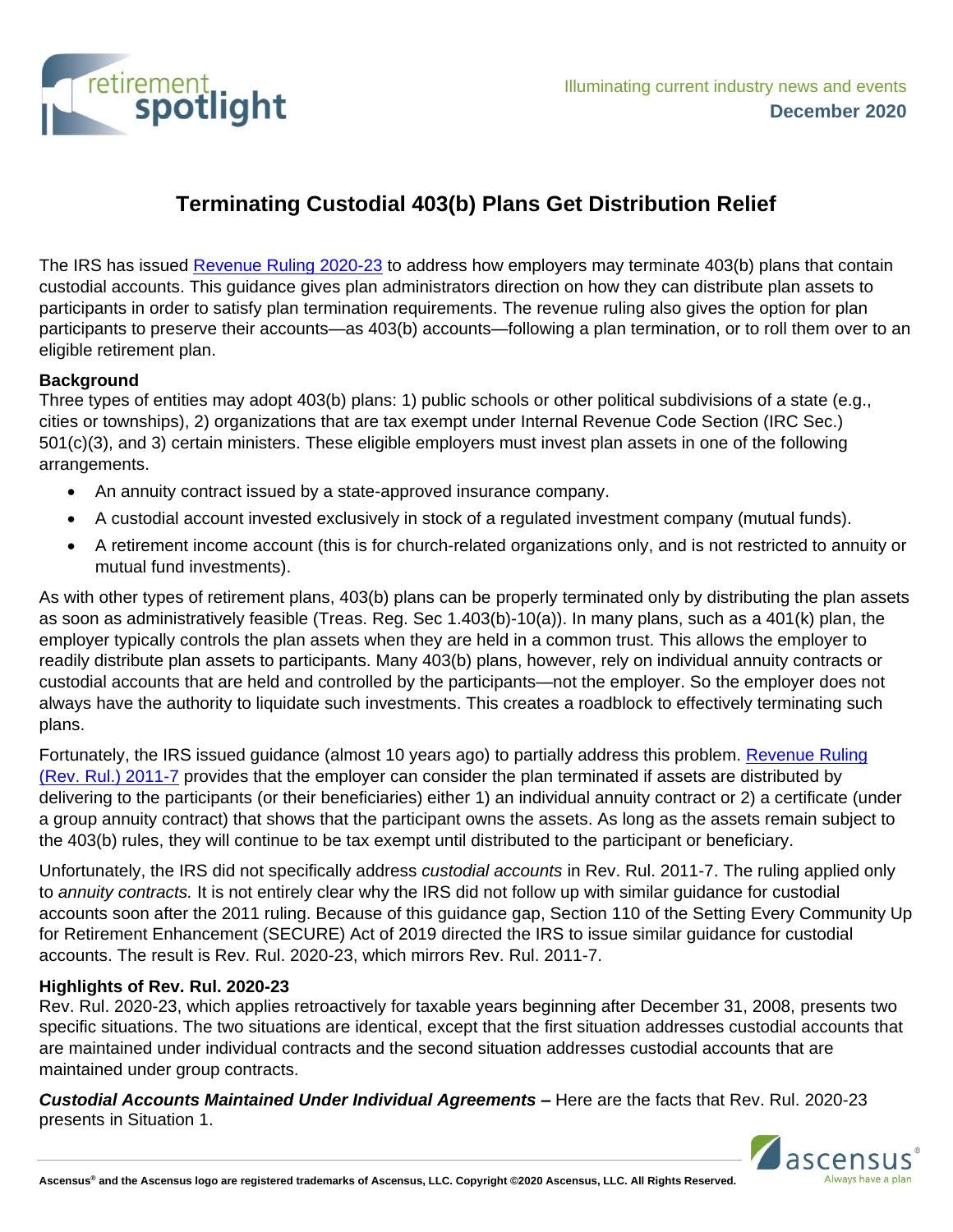Illuminating current industry news and events
**December 2020**

# Terminating Custodial 403(b) Plans Get Distribution Relief

The IRS has issued [Revenue Ruling 2020-23] to address how employers may terminate 403(b) plans that contain custodial accounts. This guidance gives plan administrators direction on how they can distribute plan assets to participants in order to satisfy plan termination requirements. The revenue ruling also gives the option for plan participants to preserve their accounts—as 403(b) accounts—following a plan termination, or to roll them over to an eligible retirement plan.

### Background

Three types of entities may adopt 403(b) plans: 1) public schools or other political subdivisions of a state (e.g., cities or townships), 2) organizations that are tax exempt under Internal Revenue Code Section (IRC Sec.) 501(c)(3), and 3) certain ministers. These eligible employers must invest plan assets in one of the following arrangements.

- An annuity contract issued by a state-approved insurance company.
- A custodial account invested exclusively in stock of a regulated investment company (mutual funds).
- A retirement income account (this is for church-related organizations only, and is not restricted to annuity or mutual fund investments).

As with other types of retirement plans, 403(b) plans can be properly terminated only by distributing the plan assets as soon as administratively feasible (Treas. Reg. Sec 1.403(b)-10(a)). In many plans, such as a 401(k) plan, the employer typically controls the plan assets when they are held in a common trust. This allows the employer to readily distribute plan assets to participants. Many 403(b) plans, however, rely on individual annuity contracts or custodial accounts that are held and controlled by the participants—not the employer. So the employer does not always have the authority to liquidate such investments. This creates a roadblock to effectively terminating such plans.

Fortunately, the IRS issued guidance (almost 10 years ago) to partially address this problem. [Revenue Ruling (Rev. Rul.) 2011-7] provides that the employer can consider the plan terminated if assets are distributed by delivering to the participants (or their beneficiaries) either 1) an individual annuity contract or 2) a certificate (under a group annuity contract) that shows that the participant owns the assets. As long as the assets remain subject to the 403(b) rules, they will continue to be tax exempt until distributed to the participant or beneficiary.

Unfortunately, the IRS did not specifically address *custodial accounts* in Rev. Rul. 2011-7. The ruling applied only to *annuity contracts.* It is not entirely clear why the IRS did not follow up with similar guidance for custodial accounts soon after the 2011 ruling. Because of this guidance gap, Section 110 of the Setting Every Community Up for Retirement Enhancement (SECURE) Act of 2019 directed the IRS to issue similar guidance for custodial accounts. The result is Rev. Rul. 2020-23, which mirrors Rev. Rul. 2011-7.

### Highlights of Rev. Rul. 2020-23

Rev. Rul. 2020-23, which applies retroactively for taxable years beginning after December 31, 2008, presents two specific situations. The two situations are identical, except that the first situation addresses custodial accounts that are maintained under individual contracts and the second situation addresses custodial accounts that are maintained under group contracts.

***Custodial Accounts Maintained Under Individual Agreements –*** Here are the facts that Rev. Rul. 2020-23 presents in Situation 1.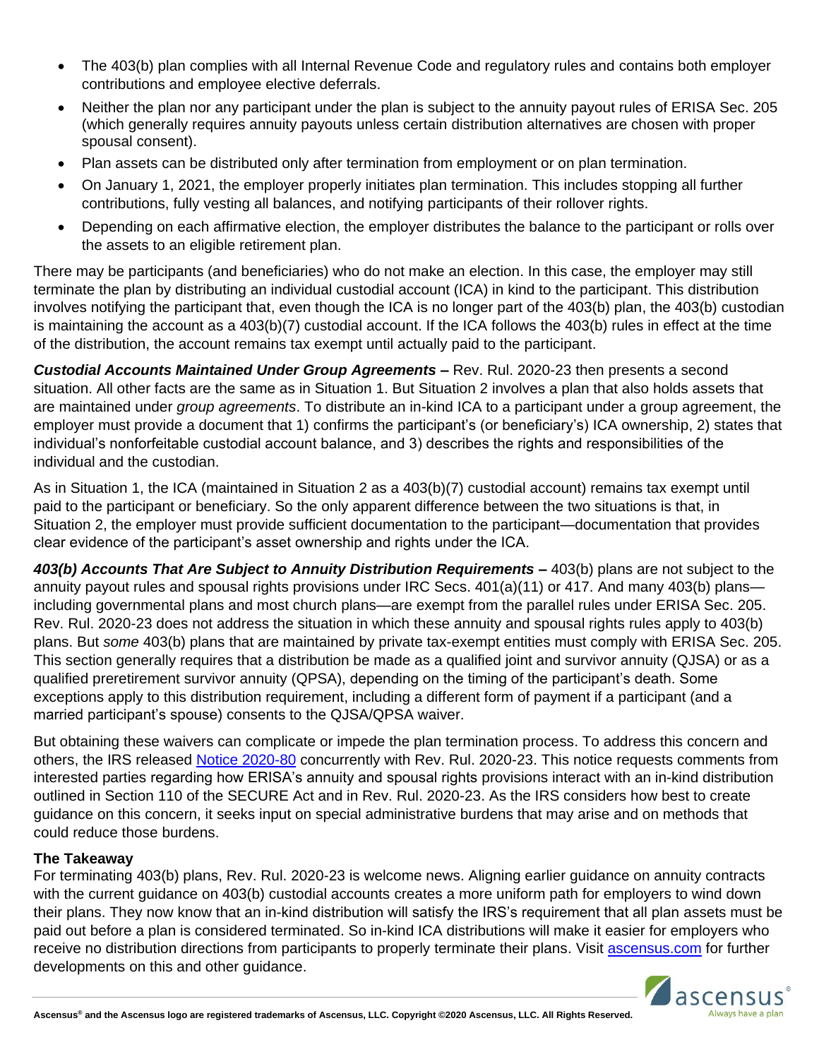- The 403(b) plan complies with all Internal Revenue Code and regulatory rules and contains both employer contributions and employee elective deferrals.
- Neither the plan nor any participant under the plan is subject to the annuity payout rules of ERISA Sec. 205 (which generally requires annuity payouts unless certain distribution alternatives are chosen with proper spousal consent).
- Plan assets can be distributed only after termination from employment or on plan termination.
- On January 1, 2021, the employer properly initiates plan termination. This includes stopping all further contributions, fully vesting all balances, and notifying participants of their rollover rights.
- Depending on each affirmative election, the employer distributes the balance to the participant or rolls over the assets to an eligible retirement plan.

There may be participants (and beneficiaries) who do not make an election. In this case, the employer may still terminate the plan by distributing an individual custodial account (ICA) in kind to the participant. This distribution involves notifying the participant that, even though the ICA is no longer part of the 403(b) plan, the 403(b) custodian is maintaining the account as a 403(b)(7) custodial account. If the ICA follows the 403(b) rules in effect at the time of the distribution, the account remains tax exempt until actually paid to the participant.

***Custodial Accounts Maintained Under Group Agreements* –** Rev. Rul. 2020-23 then presents a second situation. All other facts are the same as in Situation 1. But Situation 2 involves a plan that also holds assets that are maintained under *group agreements*. To distribute an in-kind ICA to a participant under a group agreement, the employer must provide a document that 1) confirms the participant's (or beneficiary's) ICA ownership, 2) states that individual's nonforfeitable custodial account balance, and 3) describes the rights and responsibilities of the individual and the custodian.

As in Situation 1, the ICA (maintained in Situation 2 as a 403(b)(7) custodial account) remains tax exempt until paid to the participant or beneficiary. So the only apparent difference between the two situations is that, in Situation 2, the employer must provide sufficient documentation to the participant—documentation that provides clear evidence of the participant's asset ownership and rights under the ICA.

***403(b) Accounts That Are Subject to Annuity Distribution Requirements* –** 403(b) plans are not subject to the annuity payout rules and spousal rights provisions under IRC Secs. 401(a)(11) or 417. And many 403(b) plans—including governmental plans and most church plans—are exempt from the parallel rules under ERISA Sec. 205. Rev. Rul. 2020-23 does not address the situation in which these annuity and spousal rights rules apply to 403(b) plans. But *some* 403(b) plans that are maintained by private tax-exempt entities must comply with ERISA Sec. 205. This section generally requires that a distribution be made as a qualified joint and survivor annuity (QJSA) or as a qualified preretirement survivor annuity (QPSA), depending on the timing of the participant's death. Some exceptions apply to this distribution requirement, including a different form of payment if a participant (and a married participant's spouse) consents to the QJSA/QPSA waiver.

But obtaining these waivers can complicate or impede the plan termination process. To address this concern and others, the IRS released Notice 2020-80 concurrently with Rev. Rul. 2020-23. This notice requests comments from interested parties regarding how ERISA's annuity and spousal rights provisions interact with an in-kind distribution outlined in Section 110 of the SECURE Act and in Rev. Rul. 2020-23. As the IRS considers how best to create guidance on this concern, it seeks input on special administrative burdens that may arise and on methods that could reduce those burdens.

**The Takeaway**

For terminating 403(b) plans, Rev. Rul. 2020-23 is welcome news. Aligning earlier guidance on annuity contracts with the current guidance on 403(b) custodial accounts creates a more uniform path for employers to wind down their plans. They now know that an in-kind distribution will satisfy the IRS's requirement that all plan assets must be paid out before a plan is considered terminated. So in-kind ICA distributions will make it easier for employers who receive no distribution directions from participants to properly terminate their plans. Visit ascensus.com for further developments on this and other guidance.

**Ascensus® and the Ascensus logo are registered trademarks of Ascensus, LLC. Copyright ©2020 Ascensus, LLC. All Rights Reserved.**